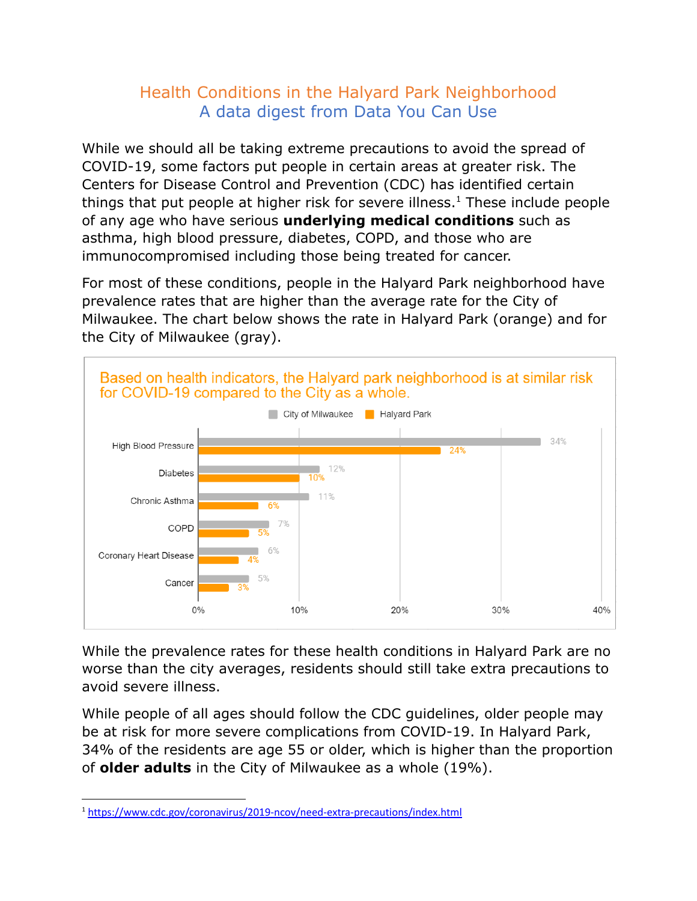# Health Conditions in the Halyard Park Neighborhood

## A data digest from Data You Can Use

While we should all be taking extreme precautions to avoid the spread of COVID-19, some factors put people in certain areas at greater risk. The Centers for Disease Control and Prevention (CDC) has identified certain things that put people at higher risk for severe illness.[1] These include people of any age who have serious **underlying medical conditions** such as asthma, high blood pressure, diabetes, COPD, and those who are immunocompromised including those being treated for cancer.

For most of these conditions, people in the Halyard Park neighborhood have prevalence rates that are higher than the average rate for the City of Milwaukee. The chart below shows the rate in Halyard Park (orange) and for the City of Milwaukee (gray).

**Based on health indicators, the Halyard park neighborhood is at similar risk for COVID-19 compared to the City as a whole.**

| Condition | City of Milwaukee | Halyard Park |
|---|---|---|
| High Blood Pressure | 34% | 24% |
| Diabetes | 12% | 10% |
| Chronic Asthma | 11% | 6% |
| COPD | 7% | 5% |
| Coronary Heart Disease | 6% | 4% |
| Cancer | 5% | 3% |

While the prevalence rates for these health conditions in Halyard Park are no worse than the city averages, residents should still take extra precautions to avoid severe illness.

While people of all ages should follow the CDC guidelines, older people may be at risk for more severe complications from COVID-19. In Halyard Park, 34% of the residents are age 55 or older, which is higher than the proportion of **older adults** in the City of Milwaukee as a whole (19%).

---

[1] https://www.cdc.gov/coronavirus/2019-ncov/need-extra-precautions/index.html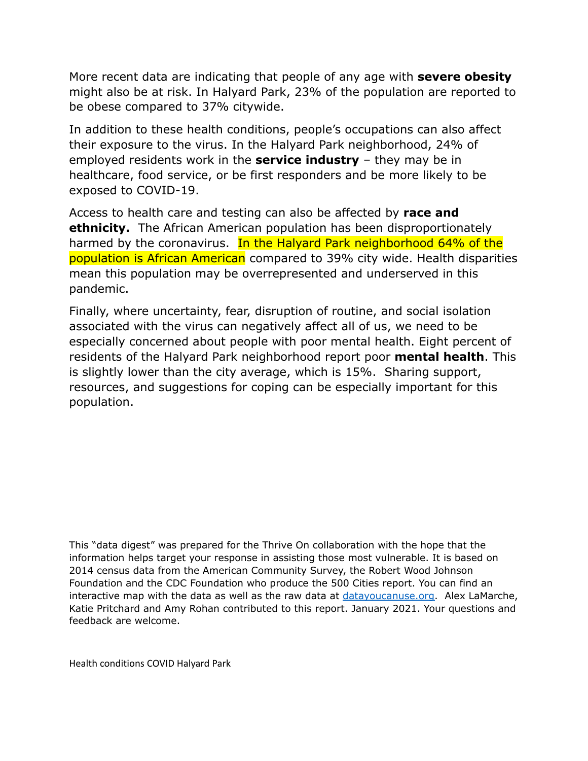More recent data are indicating that people of any age with **severe obesity** might also be at risk. In Halyard Park, 23% of the population are reported to be obese compared to 37% citywide.

In addition to these health conditions, people's occupations can also affect their exposure to the virus. In the Halyard Park neighborhood, 24% of employed residents work in the **service industry** – they may be in healthcare, food service, or be first responders and be more likely to be exposed to COVID-19.

Access to health care and testing can also be affected by **race and ethnicity.** The African American population has been disproportionately harmed by the coronavirus. In the Halyard Park neighborhood 64% of the population is African American compared to 39% city wide. Health disparities mean this population may be overrepresented and underserved in this pandemic.

Finally, where uncertainty, fear, disruption of routine, and social isolation associated with the virus can negatively affect all of us, we need to be especially concerned about people with poor mental health. Eight percent of residents of the Halyard Park neighborhood report poor **mental health**. This is slightly lower than the city average, which is 15%. Sharing support, resources, and suggestions for coping can be especially important for this population.

This "data digest" was prepared for the Thrive On collaboration with the hope that the information helps target your response in assisting those most vulnerable. It is based on 2014 census data from the American Community Survey, the Robert Wood Johnson Foundation and the CDC Foundation who produce the 500 Cities report. You can find an interactive map with the data as well as the raw data at [datayoucanuse.org](datayoucanuse.org). Alex LaMarche, Katie Pritchard and Amy Rohan contributed to this report. January 2021. Your questions and feedback are welcome.